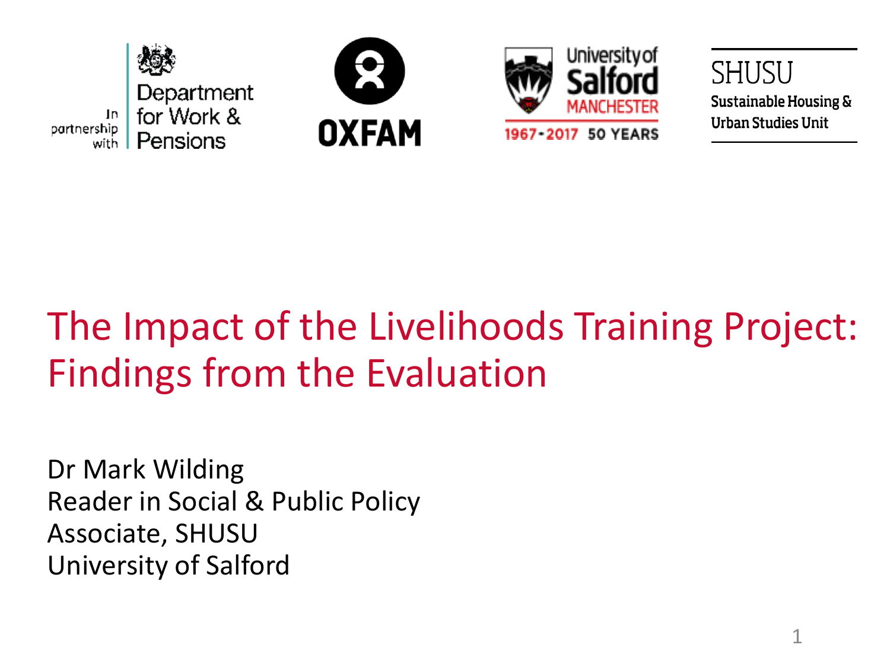In partnership with Department for Work & Pensions

OXFAM

University of Salford MANCHESTER 1967-2017 50 YEARS

SHUSU Sustainable Housing & Urban Studies Unit

# The Impact of the Livelihoods Training Project: Findings from the Evaluation

Dr Mark Wilding
Reader in Social & Public Policy
Associate, SHUSU
University of Salford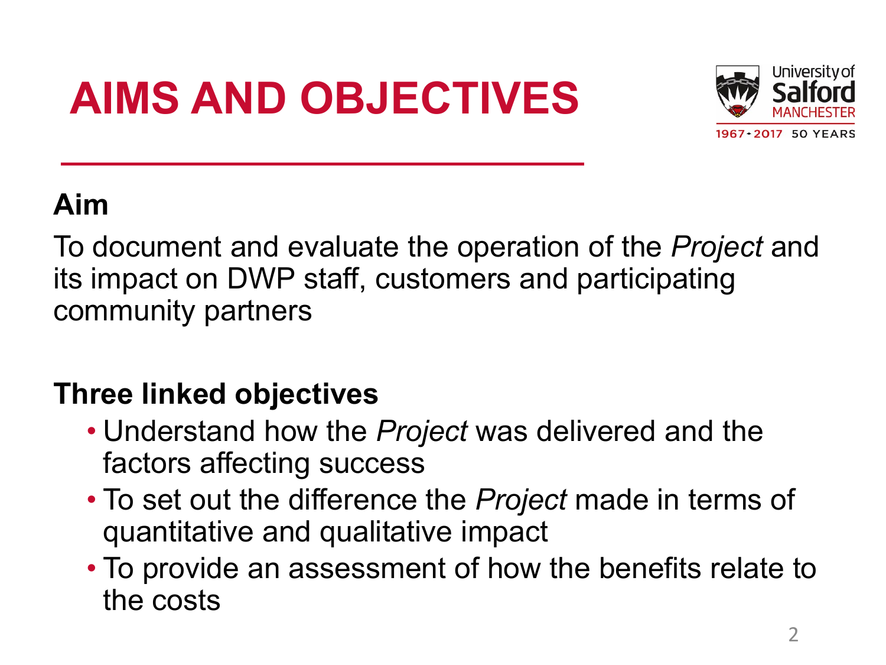# AIMS AND OBJECTIVES

**Aim**

To document and evaluate the operation of the *Project* and its impact on DWP staff, customers and participating community partners

**Three linked objectives**

- Understand how the *Project* was delivered and the factors affecting success
- To set out the difference the *Project* made in terms of quantitative and qualitative impact
- To provide an assessment of how the benefits relate to the costs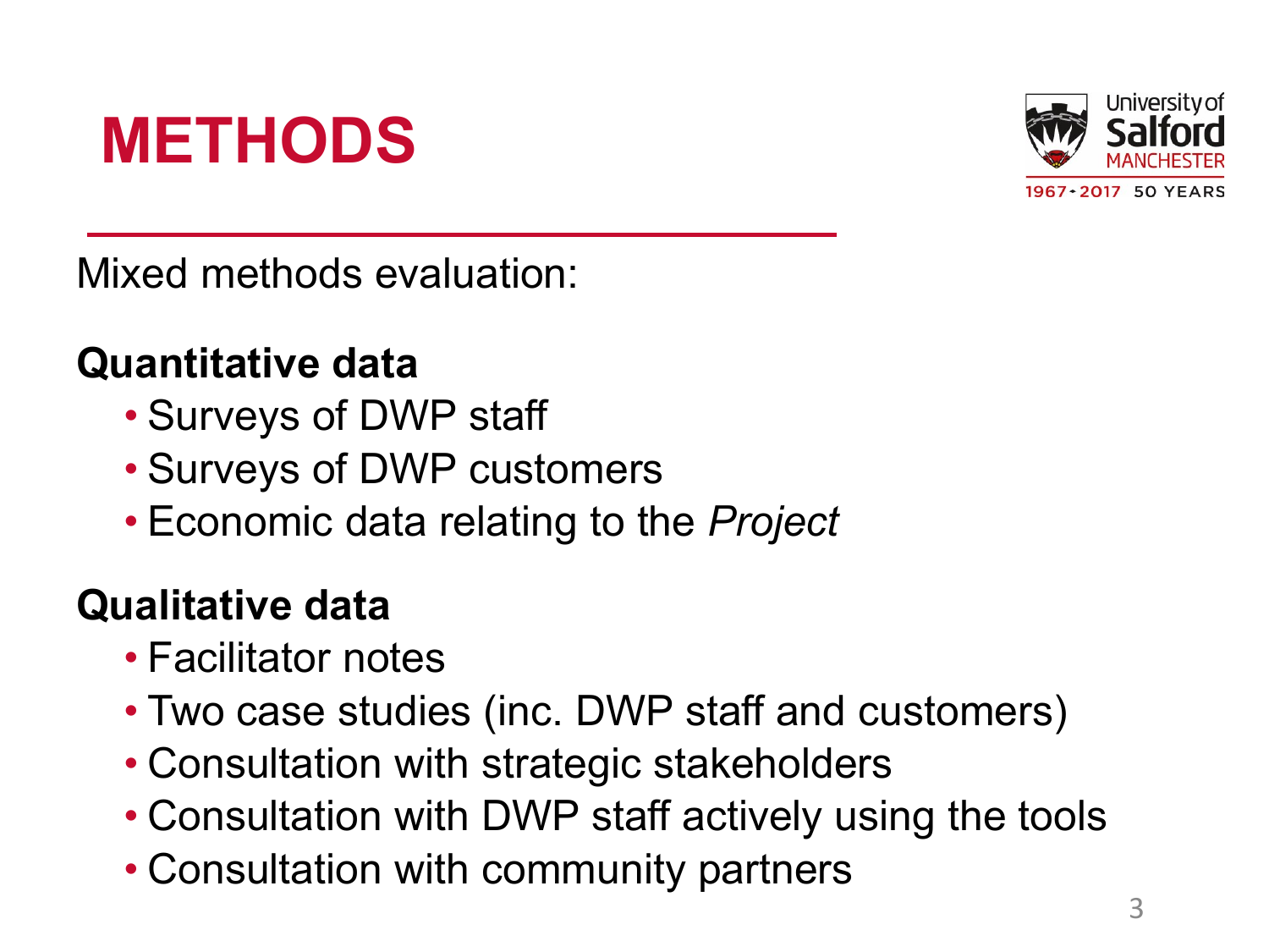# METHODS

Mixed methods evaluation:

**Quantitative data**

- Surveys of DWP staff
- Surveys of DWP customers
- Economic data relating to the *Project*

**Qualitative data**

- Facilitator notes
- Two case studies (inc. DWP staff and customers)
- Consultation with strategic stakeholders
- Consultation with DWP staff actively using the tools
- Consultation with community partners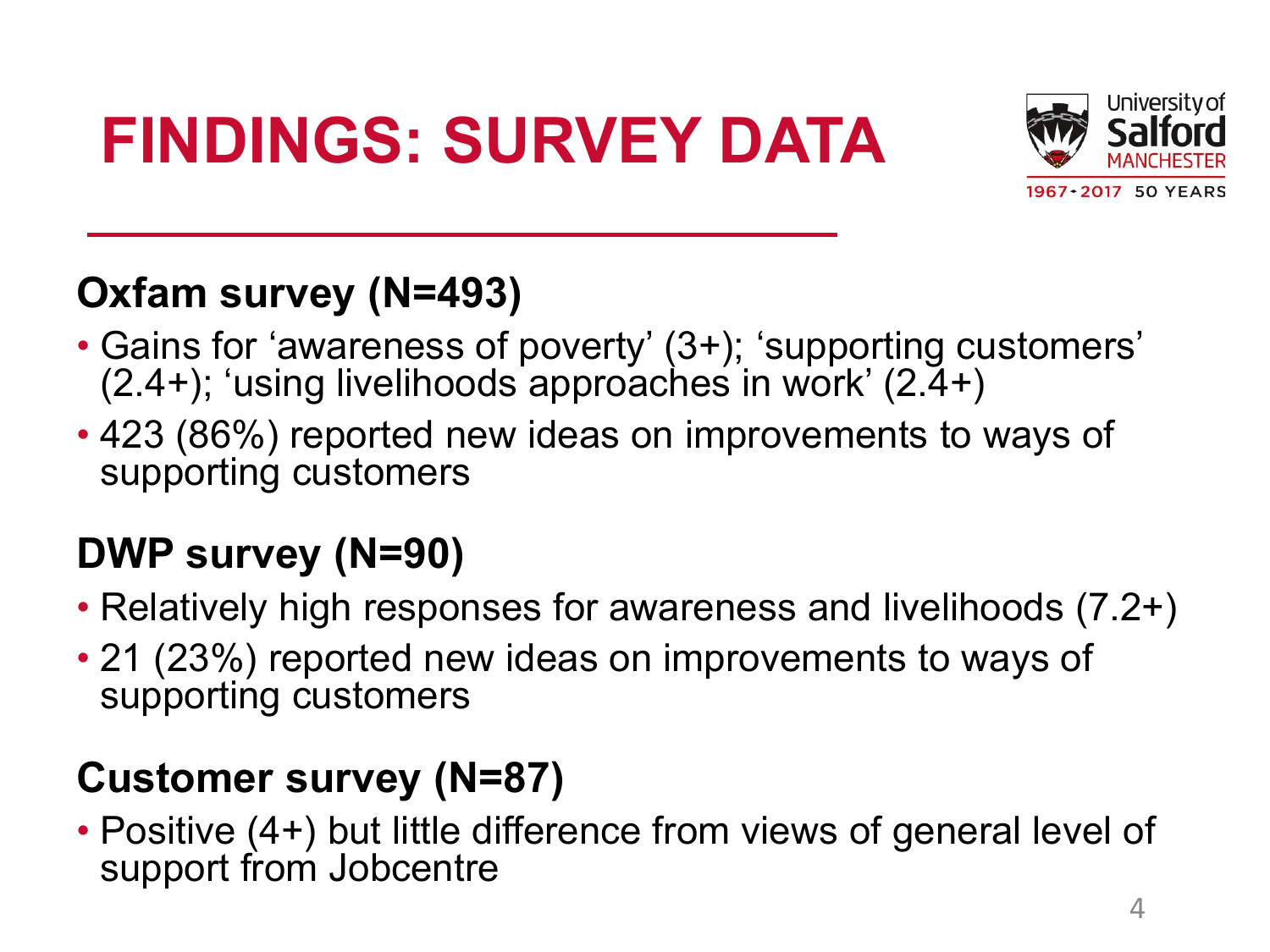# FINDINGS: SURVEY DATA

## Oxfam survey (N=493)

- Gains for 'awareness of poverty' (3+); 'supporting customers' (2.4+); 'using livelihoods approaches in work' (2.4+)
- 423 (86%) reported new ideas on improvements to ways of supporting customers

## DWP survey (N=90)

- Relatively high responses for awareness and livelihoods (7.2+)
- 21 (23%) reported new ideas on improvements to ways of supporting customers

## Customer survey (N=87)

- Positive (4+) but little difference from views of general level of support from Jobcentre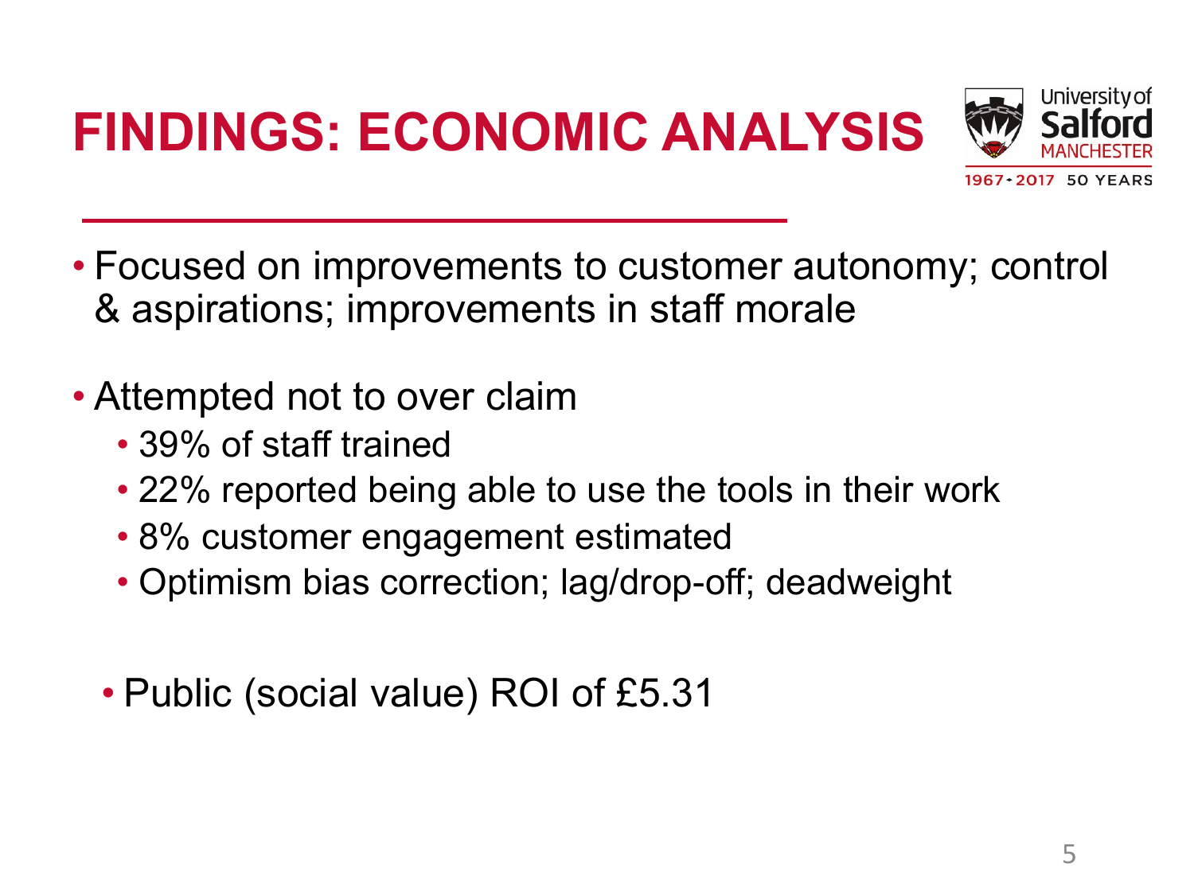# FINDINGS: ECONOMIC ANALYSIS

- Focused on improvements to customer autonomy; control & aspirations; improvements in staff morale
- Attempted not to over claim
  - 39% of staff trained
  - 22% reported being able to use the tools in their work
  - 8% customer engagement estimated
  - Optimism bias correction; lag/drop-off; deadweight
- Public (social value) ROI of £5.31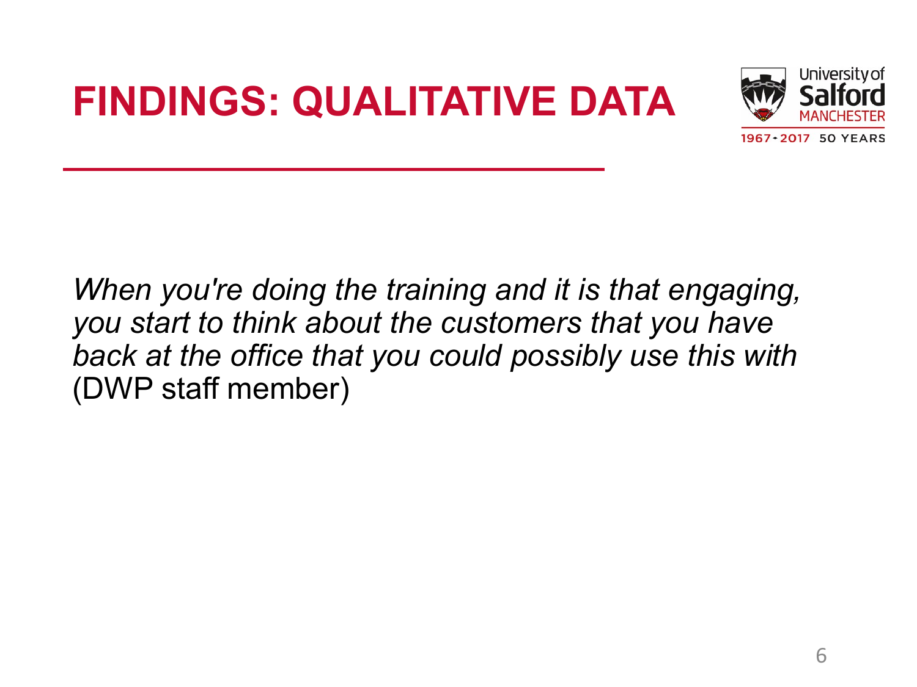# FINDINGS: QUALITATIVE DATA

*When you're doing the training and it is that engaging, you start to think about the customers that you have back at the office that you could possibly use this with* (DWP staff member)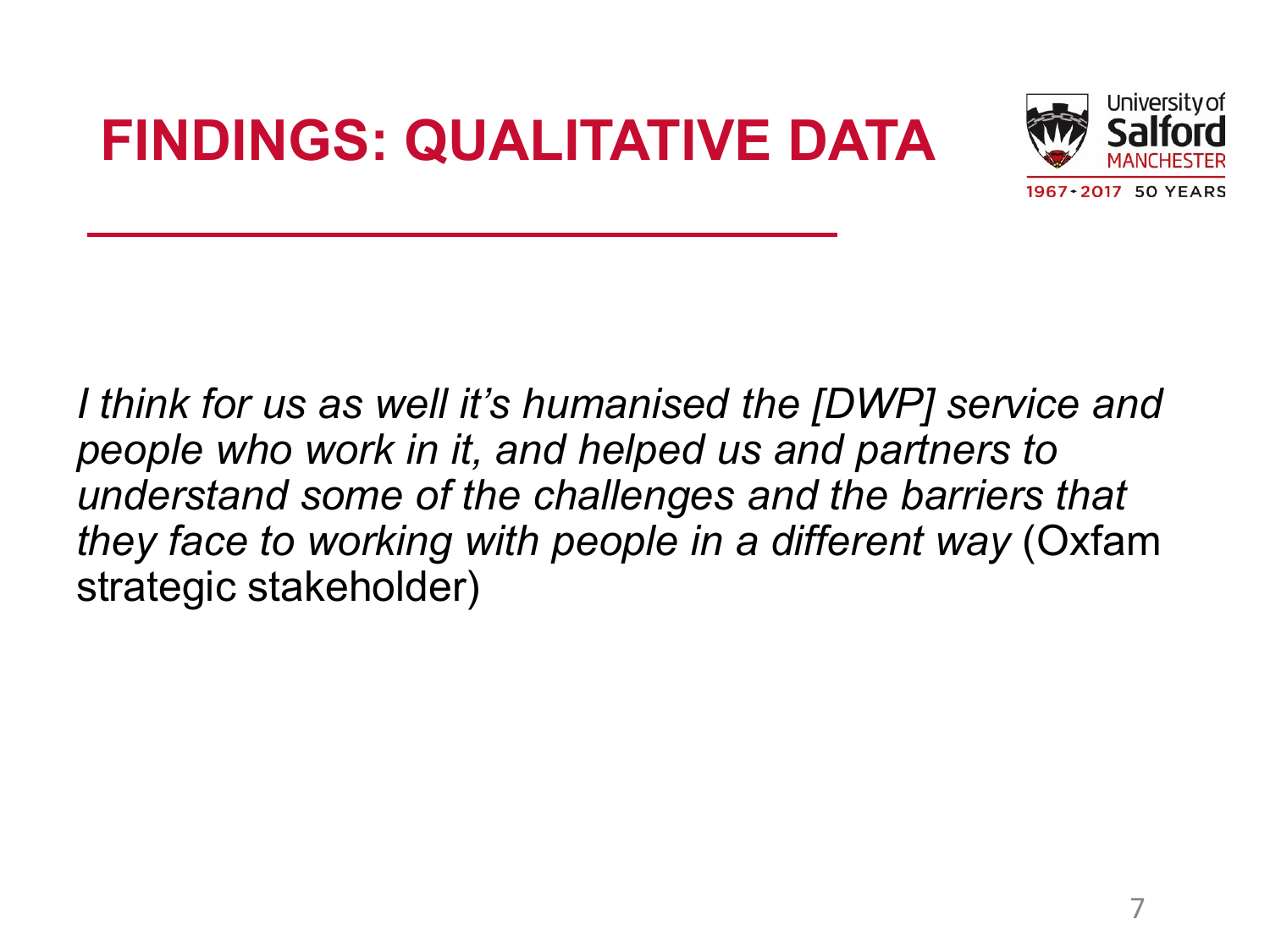# FINDINGS: QUALITATIVE DATA

*I think for us as well it's humanised the [DWP] service and people who work in it, and helped us and partners to understand some of the challenges and the barriers that they face to working with people in a different way* (Oxfam strategic stakeholder)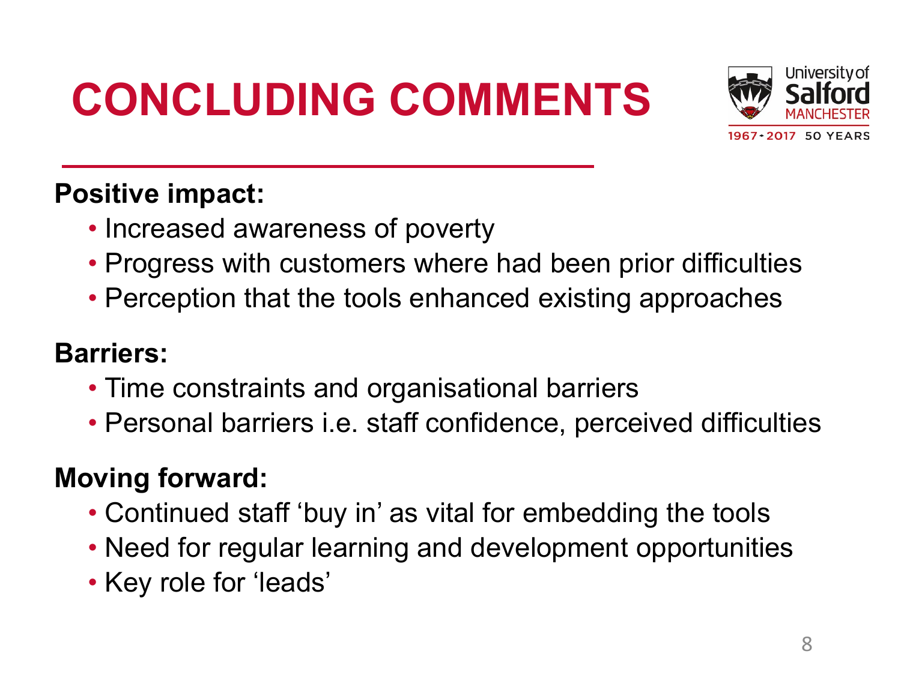# CONCLUDING COMMENTS

**Positive impact:**

- Increased awareness of poverty
- Progress with customers where had been prior difficulties
- Perception that the tools enhanced existing approaches

**Barriers:**

- Time constraints and organisational barriers
- Personal barriers i.e. staff confidence, perceived difficulties

**Moving forward:**

- Continued staff 'buy in' as vital for embedding the tools
- Need for regular learning and development opportunities
- Key role for 'leads'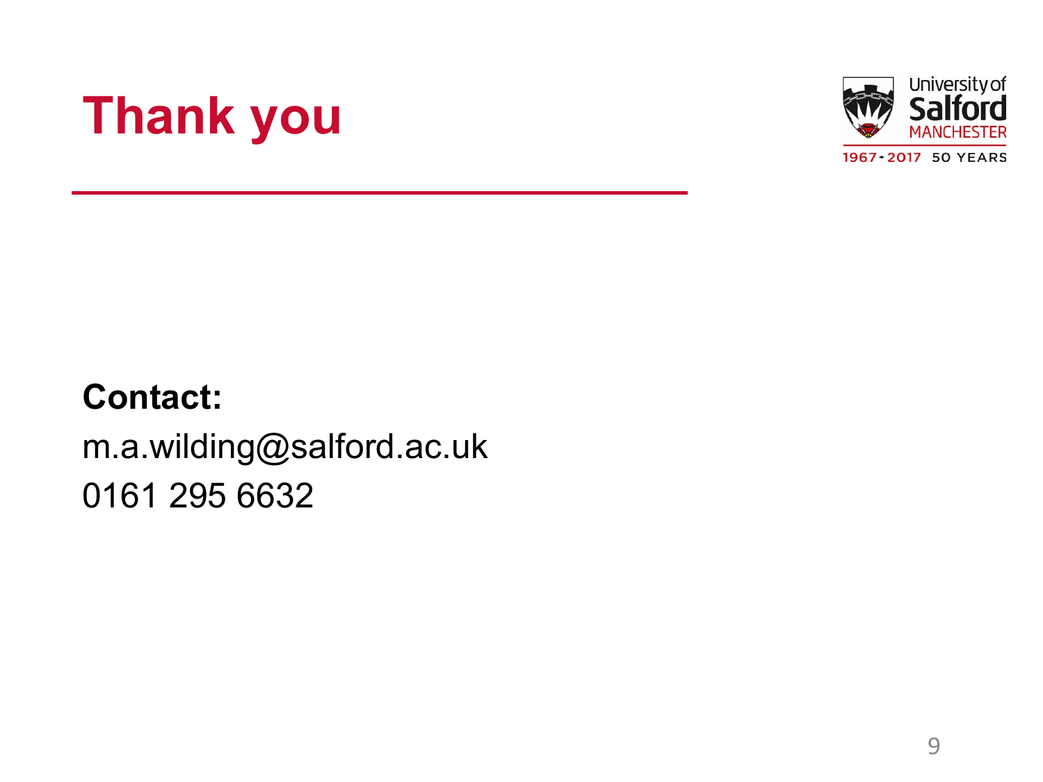# Thank you

**Contact:**

m.a.wilding@salford.ac.uk

0161 295 6632